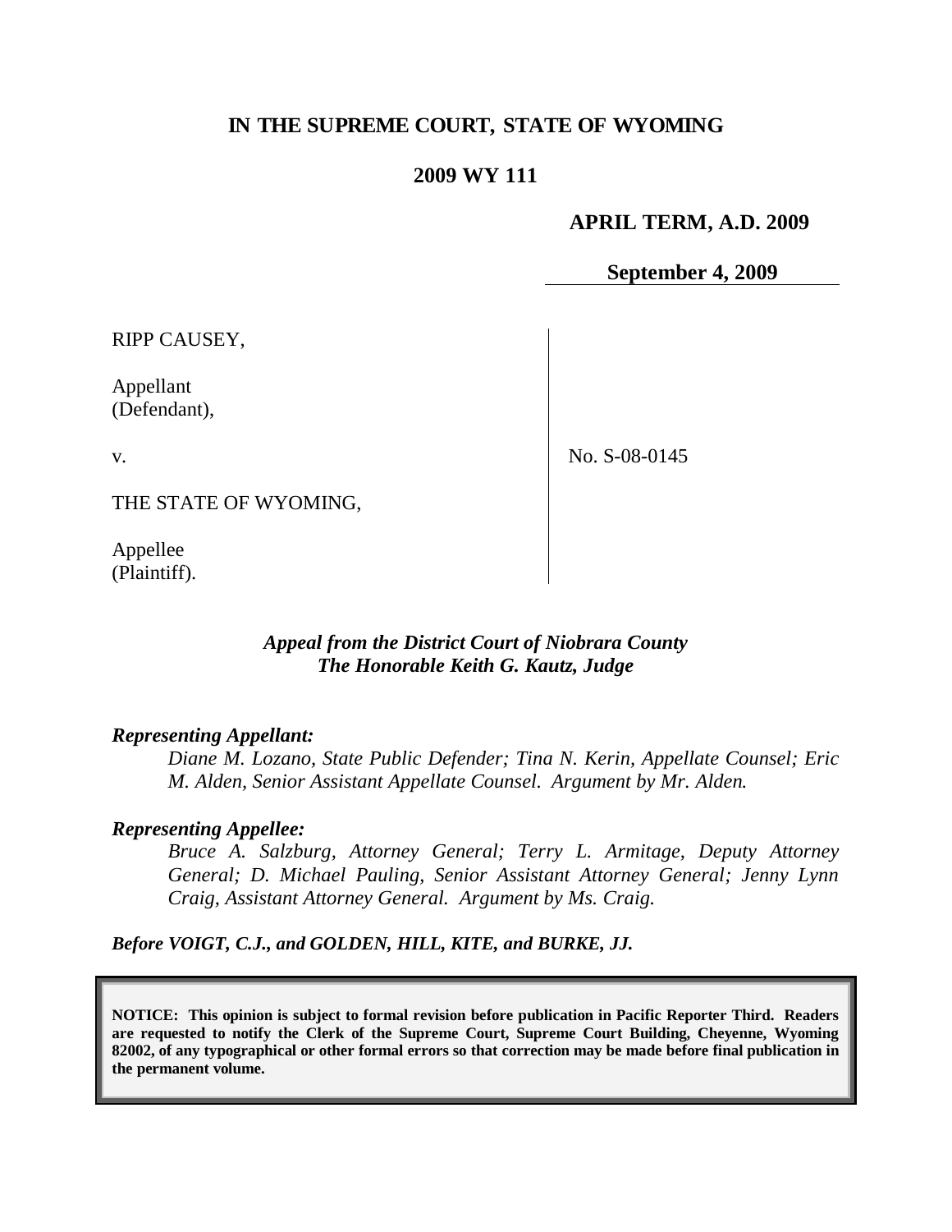# IN THE SUPREME COURT, STATE OF WYOMING

## 2009 WY 111

**APRIL TERM, A.D. 2009**

**September 4, 2009**

RIPP CAUSEY,

Appellant
(Defendant),

v.

THE STATE OF WYOMING,

Appellee
(Plaintiff).

No. S-08-0145

*Appeal from the District Court of Niobrara County*
*The Honorable Keith G. Kautz, Judge*

***Representing Appellant:***

*Diane M. Lozano, State Public Defender; Tina N. Kerin, Appellate Counsel; Eric M. Alden, Senior Assistant Appellate Counsel. Argument by Mr. Alden.*

***Representing Appellee:***

*Bruce A. Salzburg, Attorney General; Terry L. Armitage, Deputy Attorney General; D. Michael Pauling, Senior Assistant Attorney General; Jenny Lynn Craig, Assistant Attorney General. Argument by Ms. Craig.*

***Before VOIGT, C.J., and GOLDEN, HILL, KITE, and BURKE, JJ.***

**NOTICE: This opinion is subject to formal revision before publication in Pacific Reporter Third. Readers are requested to notify the Clerk of the Supreme Court, Supreme Court Building, Cheyenne, Wyoming 82002, of any typographical or other formal errors so that correction may be made before final publication in the permanent volume.**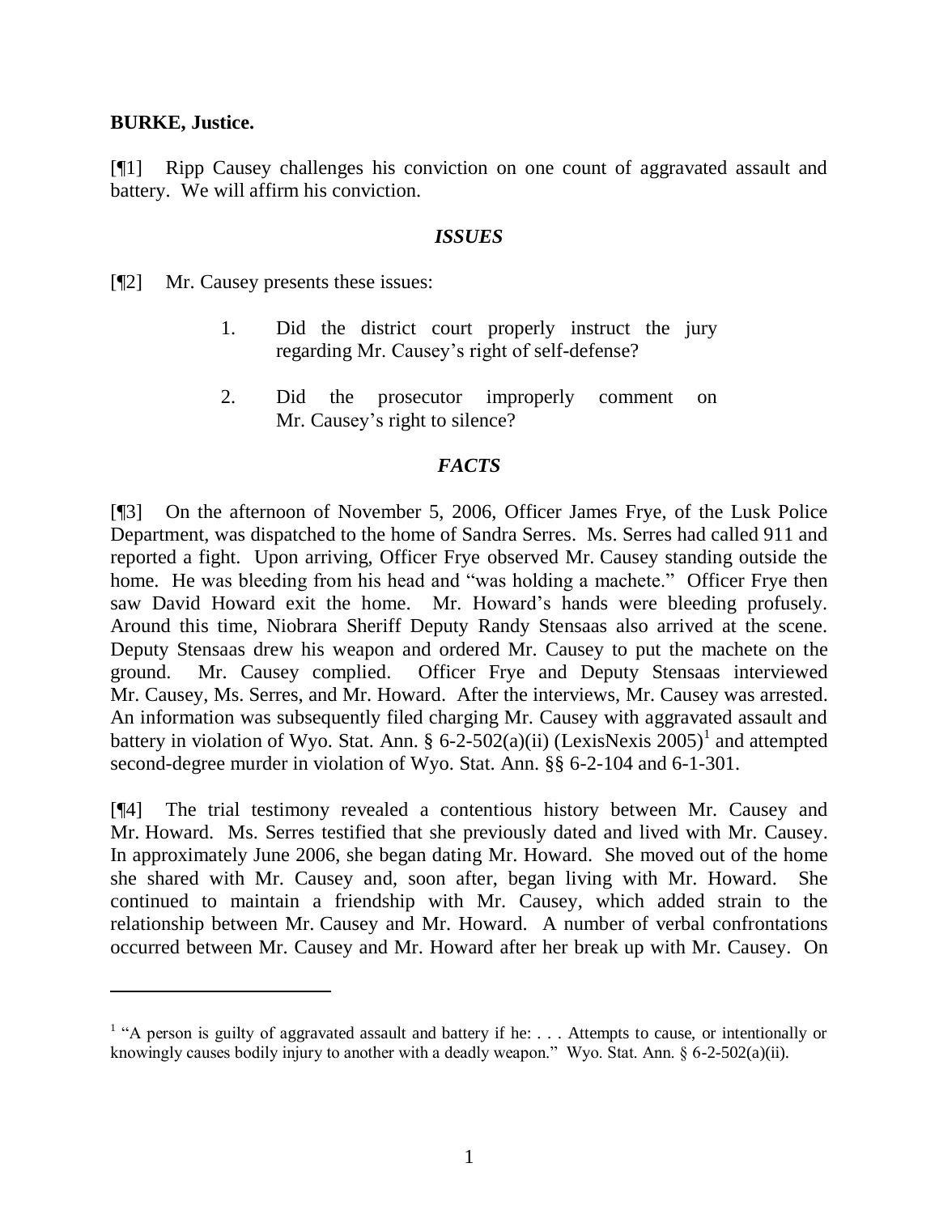**BURKE, Justice.**

[¶1] Ripp Causey challenges his conviction on one count of aggravated assault and battery. We will affirm his conviction.

### *ISSUES*

[¶2] Mr. Causey presents these issues:

> 1. Did the district court properly instruct the jury regarding Mr. Causey's right of self-defense?
>
> 2. Did the prosecutor improperly comment on Mr. Causey's right to silence?

### *FACTS*

[¶3] On the afternoon of November 5, 2006, Officer James Frye, of the Lusk Police Department, was dispatched to the home of Sandra Serres. Ms. Serres had called 911 and reported a fight. Upon arriving, Officer Frye observed Mr. Causey standing outside the home. He was bleeding from his head and "was holding a machete." Officer Frye then saw David Howard exit the home. Mr. Howard's hands were bleeding profusely. Around this time, Niobrara Sheriff Deputy Randy Stensaas also arrived at the scene. Deputy Stensaas drew his weapon and ordered Mr. Causey to put the machete on the ground. Mr. Causey complied. Officer Frye and Deputy Stensaas interviewed Mr. Causey, Ms. Serres, and Mr. Howard. After the interviews, Mr. Causey was arrested. An information was subsequently filed charging Mr. Causey with aggravated assault and battery in violation of Wyo. Stat. Ann. § 6-2-502(a)(ii) (LexisNexis 2005)[1] and attempted second-degree murder in violation of Wyo. Stat. Ann. §§ 6-2-104 and 6-1-301.

[¶4] The trial testimony revealed a contentious history between Mr. Causey and Mr. Howard. Ms. Serres testified that she previously dated and lived with Mr. Causey. In approximately June 2006, she began dating Mr. Howard. She moved out of the home she shared with Mr. Causey and, soon after, began living with Mr. Howard. She continued to maintain a friendship with Mr. Causey, which added strain to the relationship between Mr. Causey and Mr. Howard. A number of verbal confrontations occurred between Mr. Causey and Mr. Howard after her break up with Mr. Causey. On

---

[1] "A person is guilty of aggravated assault and battery if he: . . . Attempts to cause, or intentionally or knowingly causes bodily injury to another with a deadly weapon." Wyo. Stat. Ann. § 6-2-502(a)(ii).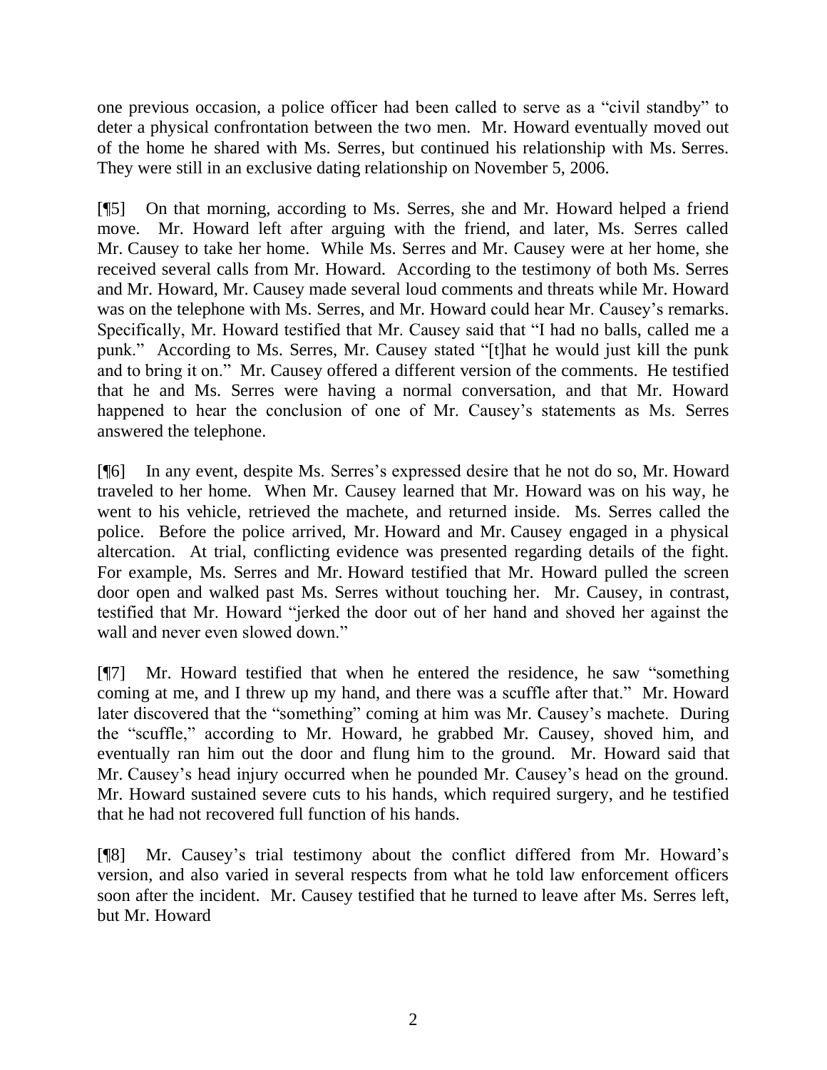one previous occasion, a police officer had been called to serve as a "civil standby" to deter a physical confrontation between the two men. Mr. Howard eventually moved out of the home he shared with Ms. Serres, but continued his relationship with Ms. Serres. They were still in an exclusive dating relationship on November 5, 2006.

[¶5] On that morning, according to Ms. Serres, she and Mr. Howard helped a friend move. Mr. Howard left after arguing with the friend, and later, Ms. Serres called Mr. Causey to take her home. While Ms. Serres and Mr. Causey were at her home, she received several calls from Mr. Howard. According to the testimony of both Ms. Serres and Mr. Howard, Mr. Causey made several loud comments and threats while Mr. Howard was on the telephone with Ms. Serres, and Mr. Howard could hear Mr. Causey's remarks. Specifically, Mr. Howard testified that Mr. Causey said that "I had no balls, called me a punk." According to Ms. Serres, Mr. Causey stated "[t]hat he would just kill the punk and to bring it on." Mr. Causey offered a different version of the comments. He testified that he and Ms. Serres were having a normal conversation, and that Mr. Howard happened to hear the conclusion of one of Mr. Causey's statements as Ms. Serres answered the telephone.

[¶6] In any event, despite Ms. Serres's expressed desire that he not do so, Mr. Howard traveled to her home. When Mr. Causey learned that Mr. Howard was on his way, he went to his vehicle, retrieved the machete, and returned inside. Ms. Serres called the police. Before the police arrived, Mr. Howard and Mr. Causey engaged in a physical altercation. At trial, conflicting evidence was presented regarding details of the fight. For example, Ms. Serres and Mr. Howard testified that Mr. Howard pulled the screen door open and walked past Ms. Serres without touching her. Mr. Causey, in contrast, testified that Mr. Howard "jerked the door out of her hand and shoved her against the wall and never even slowed down."

[¶7] Mr. Howard testified that when he entered the residence, he saw "something coming at me, and I threw up my hand, and there was a scuffle after that." Mr. Howard later discovered that the "something" coming at him was Mr. Causey's machete. During the "scuffle," according to Mr. Howard, he grabbed Mr. Causey, shoved him, and eventually ran him out the door and flung him to the ground. Mr. Howard said that Mr. Causey's head injury occurred when he pounded Mr. Causey's head on the ground. Mr. Howard sustained severe cuts to his hands, which required surgery, and he testified that he had not recovered full function of his hands.

[¶8] Mr. Causey's trial testimony about the conflict differed from Mr. Howard's version, and also varied in several respects from what he told law enforcement officers soon after the incident. Mr. Causey testified that he turned to leave after Ms. Serres left, but Mr. Howard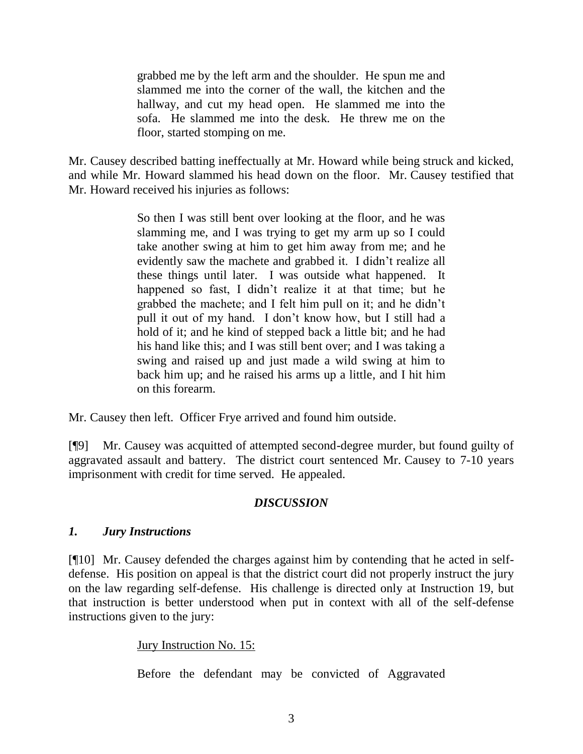> grabbed me by the left arm and the shoulder. He spun me and slammed me into the corner of the wall, the kitchen and the hallway, and cut my head open. He slammed me into the sofa. He slammed me into the desk. He threw me on the floor, started stomping on me.

Mr. Causey described batting ineffectually at Mr. Howard while being struck and kicked, and while Mr. Howard slammed his head down on the floor. Mr. Causey testified that Mr. Howard received his injuries as follows:

> So then I was still bent over looking at the floor, and he was slamming me, and I was trying to get my arm up so I could take another swing at him to get him away from me; and he evidently saw the machete and grabbed it. I didn't realize all these things until later. I was outside what happened. It happened so fast, I didn't realize it at that time; but he grabbed the machete; and I felt him pull on it; and he didn't pull it out of my hand. I don't know how, but I still had a hold of it; and he kind of stepped back a little bit; and he had his hand like this; and I was still bent over; and I was taking a swing and raised up and just made a wild swing at him to back him up; and he raised his arms up a little, and I hit him on this forearm.

Mr. Causey then left. Officer Frye arrived and found him outside.

[¶9] Mr. Causey was acquitted of attempted second-degree murder, but found guilty of aggravated assault and battery. The district court sentenced Mr. Causey to 7-10 years imprisonment with credit for time served. He appealed.

## *DISCUSSION*

### *1. Jury Instructions*

[¶10] Mr. Causey defended the charges against him by contending that he acted in self-defense. His position on appeal is that the district court did not properly instruct the jury on the law regarding self-defense. His challenge is directed only at Instruction 19, but that instruction is better understood when put in context with all of the self-defense instructions given to the jury:

> Jury Instruction No. 15:
>
> Before the defendant may be convicted of Aggravated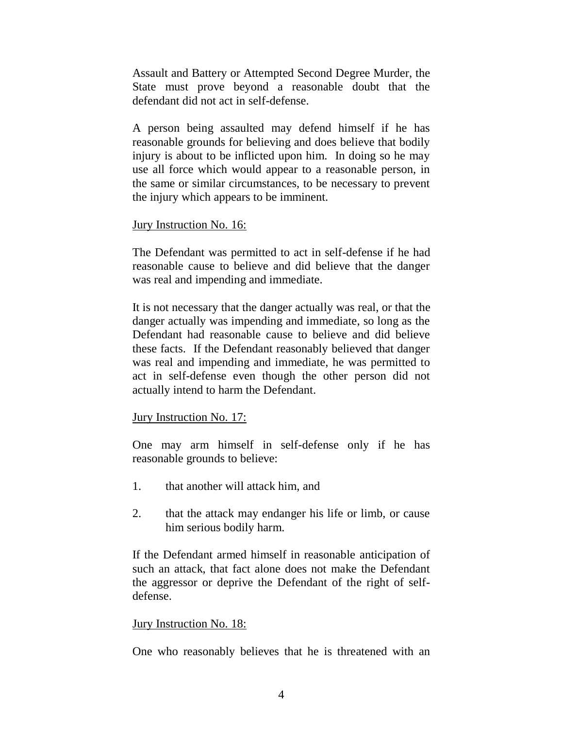Assault and Battery or Attempted Second Degree Murder, the State must prove beyond a reasonable doubt that the defendant did not act in self-defense.

A person being assaulted may defend himself if he has reasonable grounds for believing and does believe that bodily injury is about to be inflicted upon him. In doing so he may use all force which would appear to a reasonable person, in the same or similar circumstances, to be necessary to prevent the injury which appears to be imminent.

Jury Instruction No. 16:

The Defendant was permitted to act in self-defense if he had reasonable cause to believe and did believe that the danger was real and impending and immediate.

It is not necessary that the danger actually was real, or that the danger actually was impending and immediate, so long as the Defendant had reasonable cause to believe and did believe these facts. If the Defendant reasonably believed that danger was real and impending and immediate, he was permitted to act in self-defense even though the other person did not actually intend to harm the Defendant.

Jury Instruction No. 17:

One may arm himself in self-defense only if he has reasonable grounds to believe:

1. that another will attack him, and

2. that the attack may endanger his life or limb, or cause him serious bodily harm.

If the Defendant armed himself in reasonable anticipation of such an attack, that fact alone does not make the Defendant the aggressor or deprive the Defendant of the right of self-defense.

Jury Instruction No. 18:

One who reasonably believes that he is threatened with an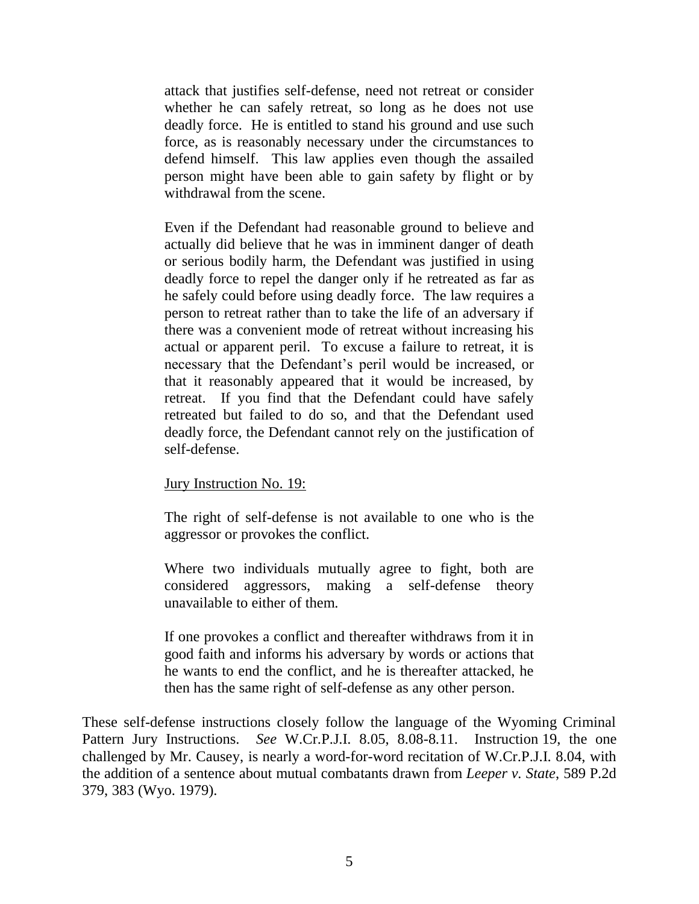> attack that justifies self-defense, need not retreat or consider whether he can safely retreat, so long as he does not use deadly force. He is entitled to stand his ground and use such force, as is reasonably necessary under the circumstances to defend himself. This law applies even though the assailed person might have been able to gain safety by flight or by withdrawal from the scene.
>
> Even if the Defendant had reasonable ground to believe and actually did believe that he was in imminent danger of death or serious bodily harm, the Defendant was justified in using deadly force to repel the danger only if he retreated as far as he safely could before using deadly force. The law requires a person to retreat rather than to take the life of an adversary if there was a convenient mode of retreat without increasing his actual or apparent peril. To excuse a failure to retreat, it is necessary that the Defendant's peril would be increased, or that it reasonably appeared that it would be increased, by retreat. If you find that the Defendant could have safely retreated but failed to do so, and that the Defendant used deadly force, the Defendant cannot rely on the justification of self-defense.
>
> <u>Jury Instruction No. 19:</u>
>
> The right of self-defense is not available to one who is the aggressor or provokes the conflict.
>
> Where two individuals mutually agree to fight, both are considered aggressors, making a self-defense theory unavailable to either of them.
>
> If one provokes a conflict and thereafter withdraws from it in good faith and informs his adversary by words or actions that he wants to end the conflict, and he is thereafter attacked, he then has the same right of self-defense as any other person.

These self-defense instructions closely follow the language of the Wyoming Criminal Pattern Jury Instructions. *See* W.Cr.P.J.I. 8.05, 8.08-8.11. Instruction 19, the one challenged by Mr. Causey, is nearly a word-for-word recitation of W.Cr.P.J.I. 8.04, with the addition of a sentence about mutual combatants drawn from *Leeper v. State*, 589 P.2d 379, 383 (Wyo. 1979).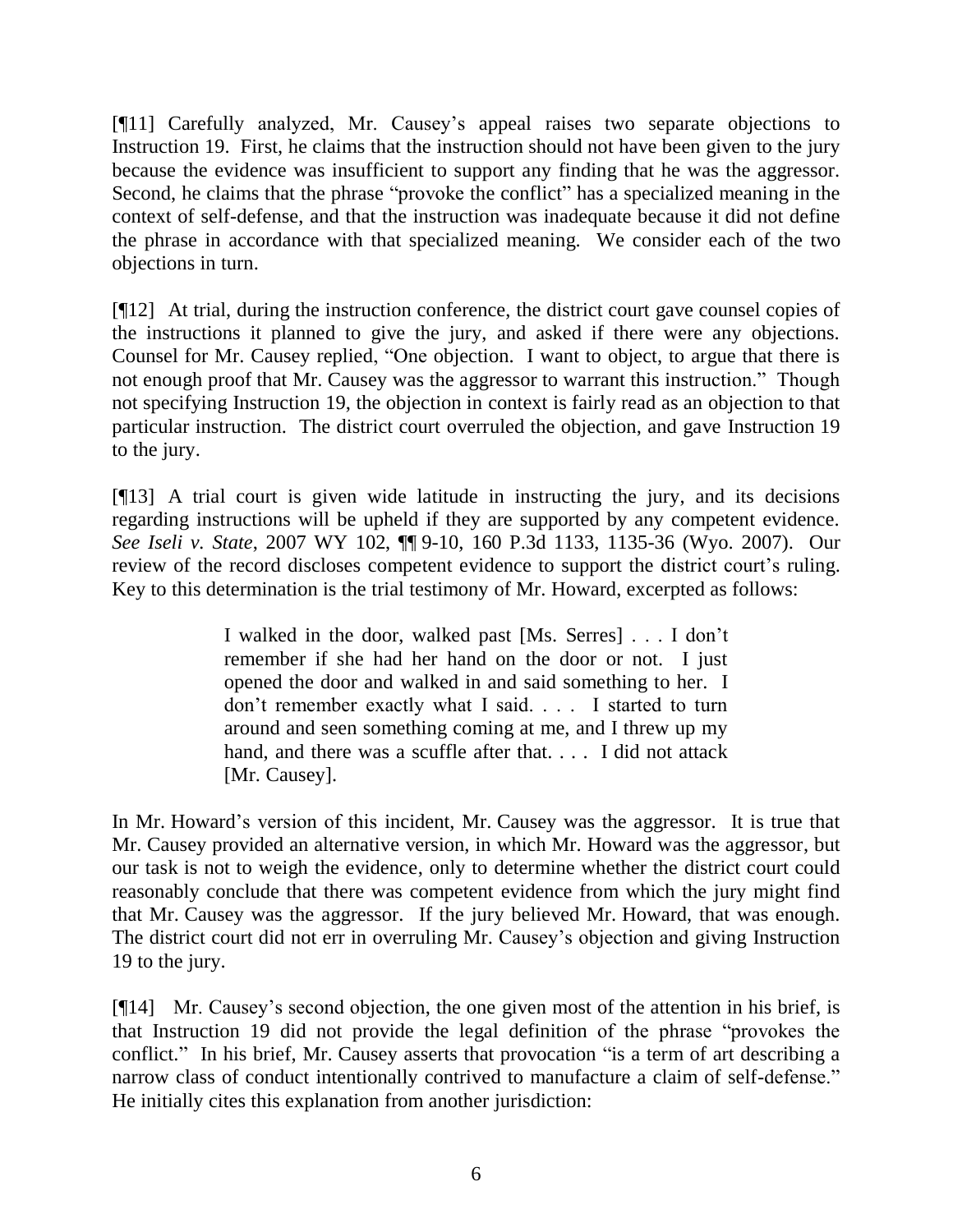[¶11] Carefully analyzed, Mr. Causey's appeal raises two separate objections to Instruction 19. First, he claims that the instruction should not have been given to the jury because the evidence was insufficient to support any finding that he was the aggressor. Second, he claims that the phrase "provoke the conflict" has a specialized meaning in the context of self-defense, and that the instruction was inadequate because it did not define the phrase in accordance with that specialized meaning. We consider each of the two objections in turn.

[¶12] At trial, during the instruction conference, the district court gave counsel copies of the instructions it planned to give the jury, and asked if there were any objections. Counsel for Mr. Causey replied, "One objection. I want to object, to argue that there is not enough proof that Mr. Causey was the aggressor to warrant this instruction." Though not specifying Instruction 19, the objection in context is fairly read as an objection to that particular instruction. The district court overruled the objection, and gave Instruction 19 to the jury.

[¶13] A trial court is given wide latitude in instructing the jury, and its decisions regarding instructions will be upheld if they are supported by any competent evidence. *See Iseli v. State*, 2007 WY 102, ¶¶ 9-10, 160 P.3d 1133, 1135-36 (Wyo. 2007). Our review of the record discloses competent evidence to support the district court's ruling. Key to this determination is the trial testimony of Mr. Howard, excerpted as follows:

> I walked in the door, walked past [Ms. Serres] . . . I don't remember if she had her hand on the door or not. I just opened the door and walked in and said something to her. I don't remember exactly what I said. . . . I started to turn around and seen something coming at me, and I threw up my hand, and there was a scuffle after that. . . . I did not attack [Mr. Causey].

In Mr. Howard's version of this incident, Mr. Causey was the aggressor. It is true that Mr. Causey provided an alternative version, in which Mr. Howard was the aggressor, but our task is not to weigh the evidence, only to determine whether the district court could reasonably conclude that there was competent evidence from which the jury might find that Mr. Causey was the aggressor. If the jury believed Mr. Howard, that was enough. The district court did not err in overruling Mr. Causey's objection and giving Instruction 19 to the jury.

[¶14] Mr. Causey's second objection, the one given most of the attention in his brief, is that Instruction 19 did not provide the legal definition of the phrase "provokes the conflict." In his brief, Mr. Causey asserts that provocation "is a term of art describing a narrow class of conduct intentionally contrived to manufacture a claim of self-defense." He initially cites this explanation from another jurisdiction: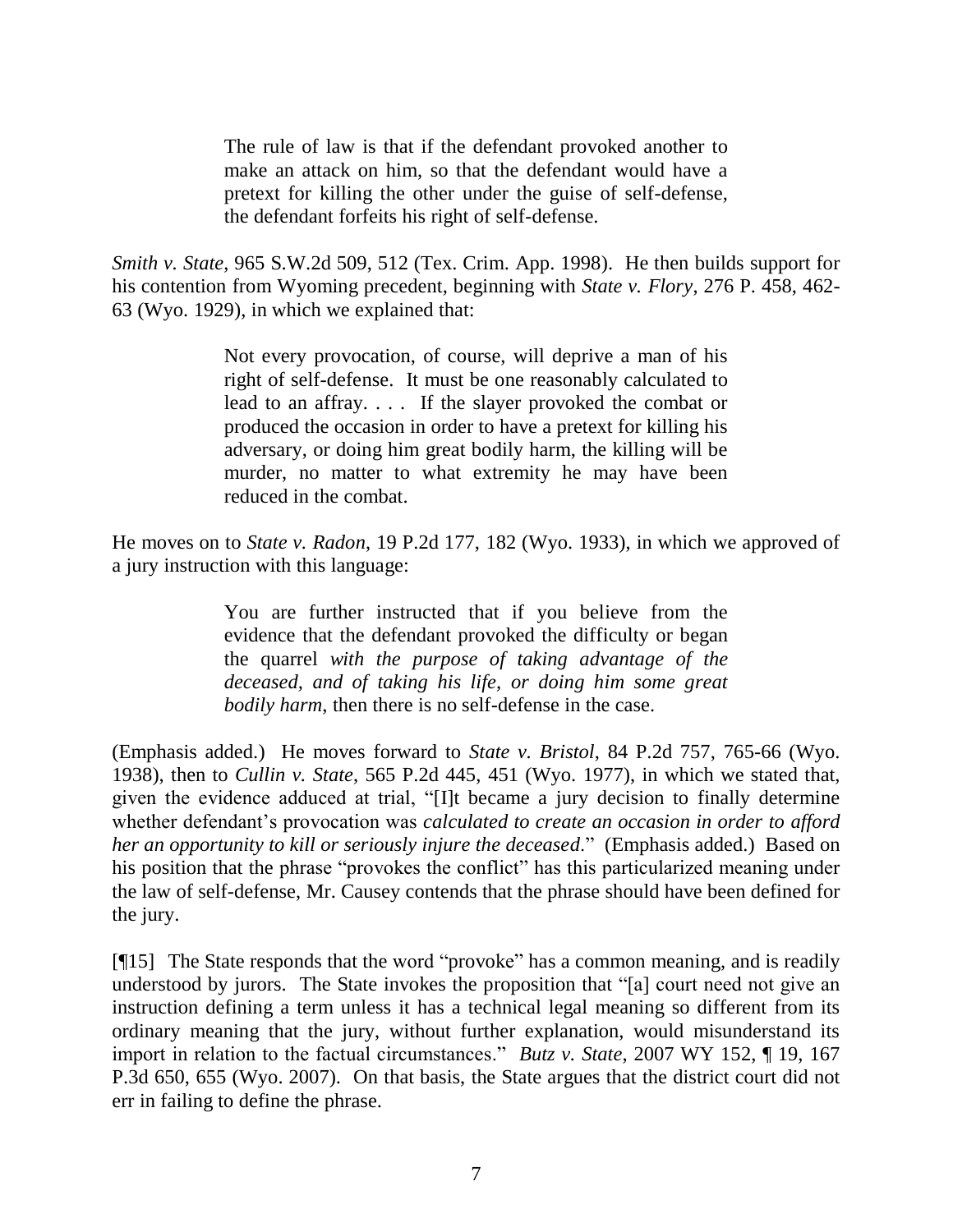> The rule of law is that if the defendant provoked another to make an attack on him, so that the defendant would have a pretext for killing the other under the guise of self-defense, the defendant forfeits his right of self-defense.

*Smith v. State*, 965 S.W.2d 509, 512 (Tex. Crim. App. 1998). He then builds support for his contention from Wyoming precedent, beginning with *State v. Flory*, 276 P. 458, 462-63 (Wyo. 1929), in which we explained that:

> Not every provocation, of course, will deprive a man of his right of self-defense. It must be one reasonably calculated to lead to an affray. . . . If the slayer provoked the combat or produced the occasion in order to have a pretext for killing his adversary, or doing him great bodily harm, the killing will be murder, no matter to what extremity he may have been reduced in the combat.

He moves on to *State v. Radon*, 19 P.2d 177, 182 (Wyo. 1933), in which we approved of a jury instruction with this language:

> You are further instructed that if you believe from the evidence that the defendant provoked the difficulty or began the quarrel *with the purpose of taking advantage of the deceased, and of taking his life, or doing him some great bodily harm*, then there is no self-defense in the case.

(Emphasis added.) He moves forward to *State v. Bristol*, 84 P.2d 757, 765-66 (Wyo. 1938), then to *Cullin v. State*, 565 P.2d 445, 451 (Wyo. 1977), in which we stated that, given the evidence adduced at trial, "[I]t became a jury decision to finally determine whether defendant's provocation was *calculated to create an occasion in order to afford her an opportunity to kill or seriously injure the deceased*." (Emphasis added.) Based on his position that the phrase "provokes the conflict" has this particularized meaning under the law of self-defense, Mr. Causey contends that the phrase should have been defined for the jury.

[¶15] The State responds that the word "provoke" has a common meaning, and is readily understood by jurors. The State invokes the proposition that "[a] court need not give an instruction defining a term unless it has a technical legal meaning so different from its ordinary meaning that the jury, without further explanation, would misunderstand its import in relation to the factual circumstances." *Butz v. State*, 2007 WY 152, ¶ 19, 167 P.3d 650, 655 (Wyo. 2007). On that basis, the State argues that the district court did not err in failing to define the phrase.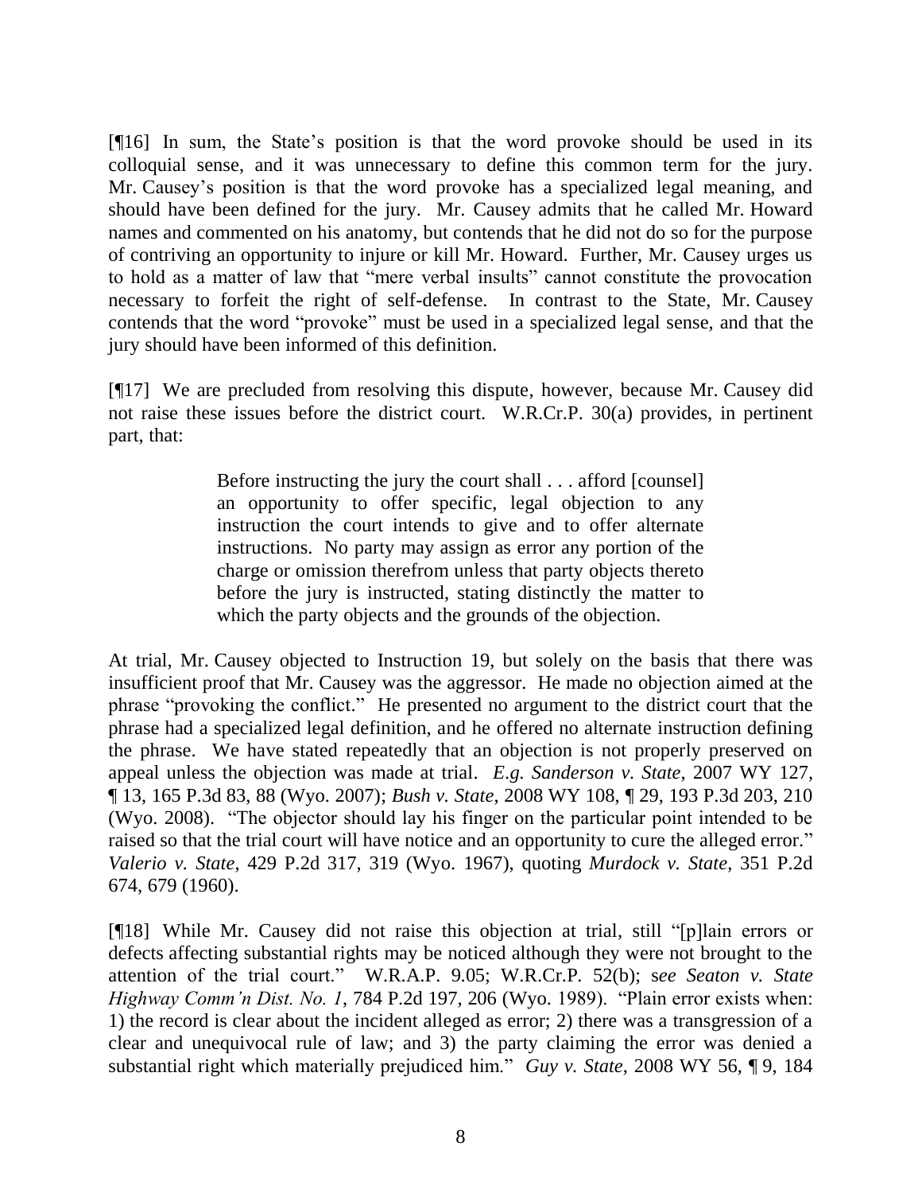[¶16] In sum, the State's position is that the word provoke should be used in its colloquial sense, and it was unnecessary to define this common term for the jury. Mr. Causey's position is that the word provoke has a specialized legal meaning, and should have been defined for the jury. Mr. Causey admits that he called Mr. Howard names and commented on his anatomy, but contends that he did not do so for the purpose of contriving an opportunity to injure or kill Mr. Howard. Further, Mr. Causey urges us to hold as a matter of law that "mere verbal insults" cannot constitute the provocation necessary to forfeit the right of self-defense. In contrast to the State, Mr. Causey contends that the word "provoke" must be used in a specialized legal sense, and that the jury should have been informed of this definition.

[¶17] We are precluded from resolving this dispute, however, because Mr. Causey did not raise these issues before the district court. W.R.Cr.P. 30(a) provides, in pertinent part, that:

> Before instructing the jury the court shall . . . afford [counsel] an opportunity to offer specific, legal objection to any instruction the court intends to give and to offer alternate instructions. No party may assign as error any portion of the charge or omission therefrom unless that party objects thereto before the jury is instructed, stating distinctly the matter to which the party objects and the grounds of the objection.

At trial, Mr. Causey objected to Instruction 19, but solely on the basis that there was insufficient proof that Mr. Causey was the aggressor. He made no objection aimed at the phrase "provoking the conflict." He presented no argument to the district court that the phrase had a specialized legal definition, and he offered no alternate instruction defining the phrase. We have stated repeatedly that an objection is not properly preserved on appeal unless the objection was made at trial. *E.g. Sanderson v. State*, 2007 WY 127, ¶ 13, 165 P.3d 83, 88 (Wyo. 2007); *Bush v. State*, 2008 WY 108, ¶ 29, 193 P.3d 203, 210 (Wyo. 2008). "The objector should lay his finger on the particular point intended to be raised so that the trial court will have notice and an opportunity to cure the alleged error." *Valerio v. State*, 429 P.2d 317, 319 (Wyo. 1967), quoting *Murdock v. State*, 351 P.2d 674, 679 (1960).

[¶18] While Mr. Causey did not raise this objection at trial, still "[p]lain errors or defects affecting substantial rights may be noticed although they were not brought to the attention of the trial court." W.R.A.P. 9.05; W.R.Cr.P. 52(b); s*ee Seaton v. State Highway Comm'n Dist. No. 1*, 784 P.2d 197, 206 (Wyo. 1989). "Plain error exists when: 1) the record is clear about the incident alleged as error; 2) there was a transgression of a clear and unequivocal rule of law; and 3) the party claiming the error was denied a substantial right which materially prejudiced him." *Guy v. State*, 2008 WY 56, ¶ 9, 184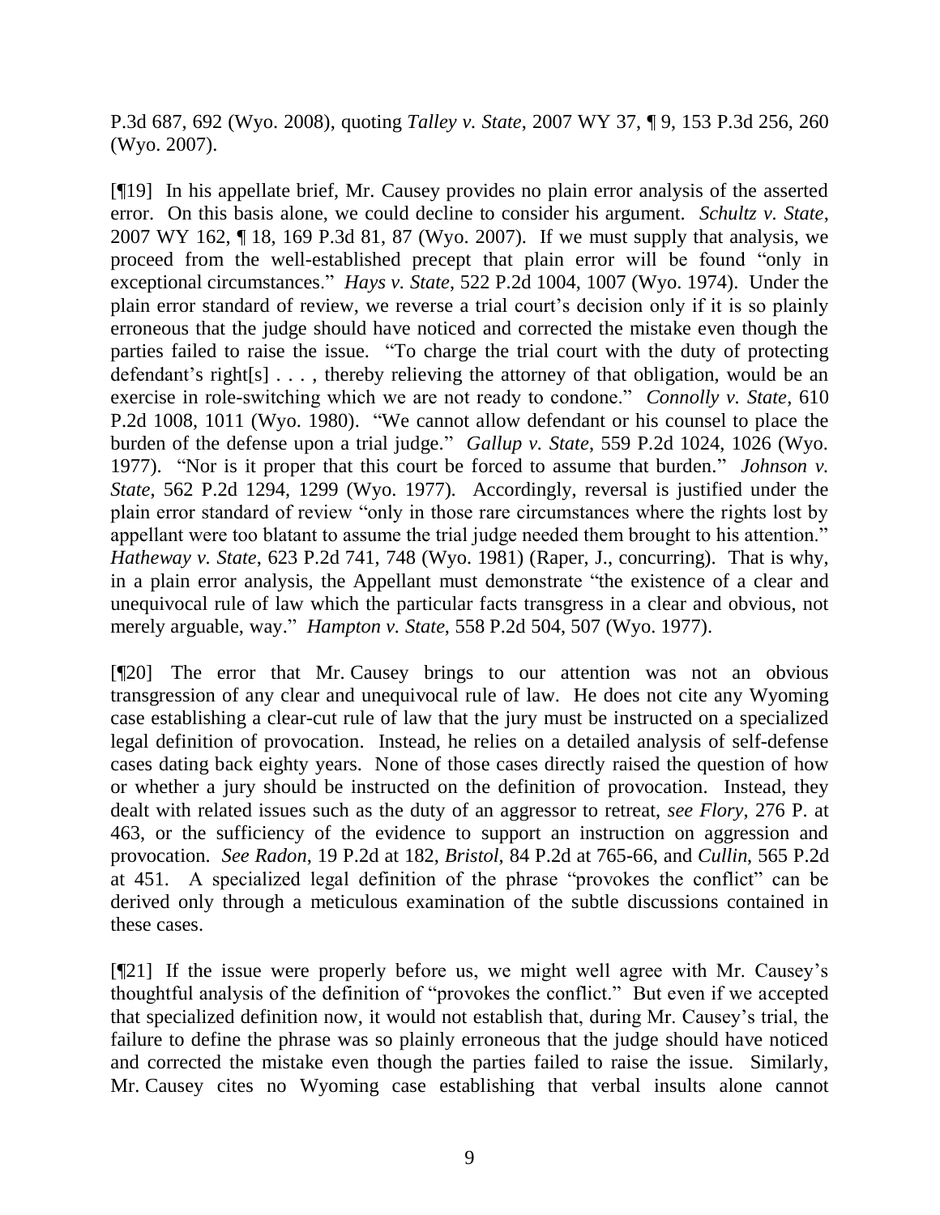P.3d 687, 692 (Wyo. 2008), quoting *Talley v. State*, 2007 WY 37, ¶ 9, 153 P.3d 256, 260 (Wyo. 2007).

[¶19] In his appellate brief, Mr. Causey provides no plain error analysis of the asserted error. On this basis alone, we could decline to consider his argument. *Schultz v. State*, 2007 WY 162, ¶ 18, 169 P.3d 81, 87 (Wyo. 2007). If we must supply that analysis, we proceed from the well-established precept that plain error will be found "only in exceptional circumstances." *Hays v. State*, 522 P.2d 1004, 1007 (Wyo. 1974). Under the plain error standard of review, we reverse a trial court's decision only if it is so plainly erroneous that the judge should have noticed and corrected the mistake even though the parties failed to raise the issue. "To charge the trial court with the duty of protecting defendant's right[s] . . . , thereby relieving the attorney of that obligation, would be an exercise in role-switching which we are not ready to condone." *Connolly v. State*, 610 P.2d 1008, 1011 (Wyo. 1980). "We cannot allow defendant or his counsel to place the burden of the defense upon a trial judge." *Gallup v. State*, 559 P.2d 1024, 1026 (Wyo. 1977). "Nor is it proper that this court be forced to assume that burden." *Johnson v. State*, 562 P.2d 1294, 1299 (Wyo. 1977). Accordingly, reversal is justified under the plain error standard of review "only in those rare circumstances where the rights lost by appellant were too blatant to assume the trial judge needed them brought to his attention." *Hatheway v. State*, 623 P.2d 741, 748 (Wyo. 1981) (Raper, J., concurring). That is why, in a plain error analysis, the Appellant must demonstrate "the existence of a clear and unequivocal rule of law which the particular facts transgress in a clear and obvious, not merely arguable, way." *Hampton v. State*, 558 P.2d 504, 507 (Wyo. 1977).

[¶20] The error that Mr. Causey brings to our attention was not an obvious transgression of any clear and unequivocal rule of law. He does not cite any Wyoming case establishing a clear-cut rule of law that the jury must be instructed on a specialized legal definition of provocation. Instead, he relies on a detailed analysis of self-defense cases dating back eighty years. None of those cases directly raised the question of how or whether a jury should be instructed on the definition of provocation. Instead, they dealt with related issues such as the duty of an aggressor to retreat, *see Flory*, 276 P. at 463, or the sufficiency of the evidence to support an instruction on aggression and provocation. *See Radon*, 19 P.2d at 182, *Bristol*, 84 P.2d at 765-66, and *Cullin*, 565 P.2d at 451. A specialized legal definition of the phrase "provokes the conflict" can be derived only through a meticulous examination of the subtle discussions contained in these cases.

[¶21] If the issue were properly before us, we might well agree with Mr. Causey's thoughtful analysis of the definition of "provokes the conflict." But even if we accepted that specialized definition now, it would not establish that, during Mr. Causey's trial, the failure to define the phrase was so plainly erroneous that the judge should have noticed and corrected the mistake even though the parties failed to raise the issue. Similarly, Mr. Causey cites no Wyoming case establishing that verbal insults alone cannot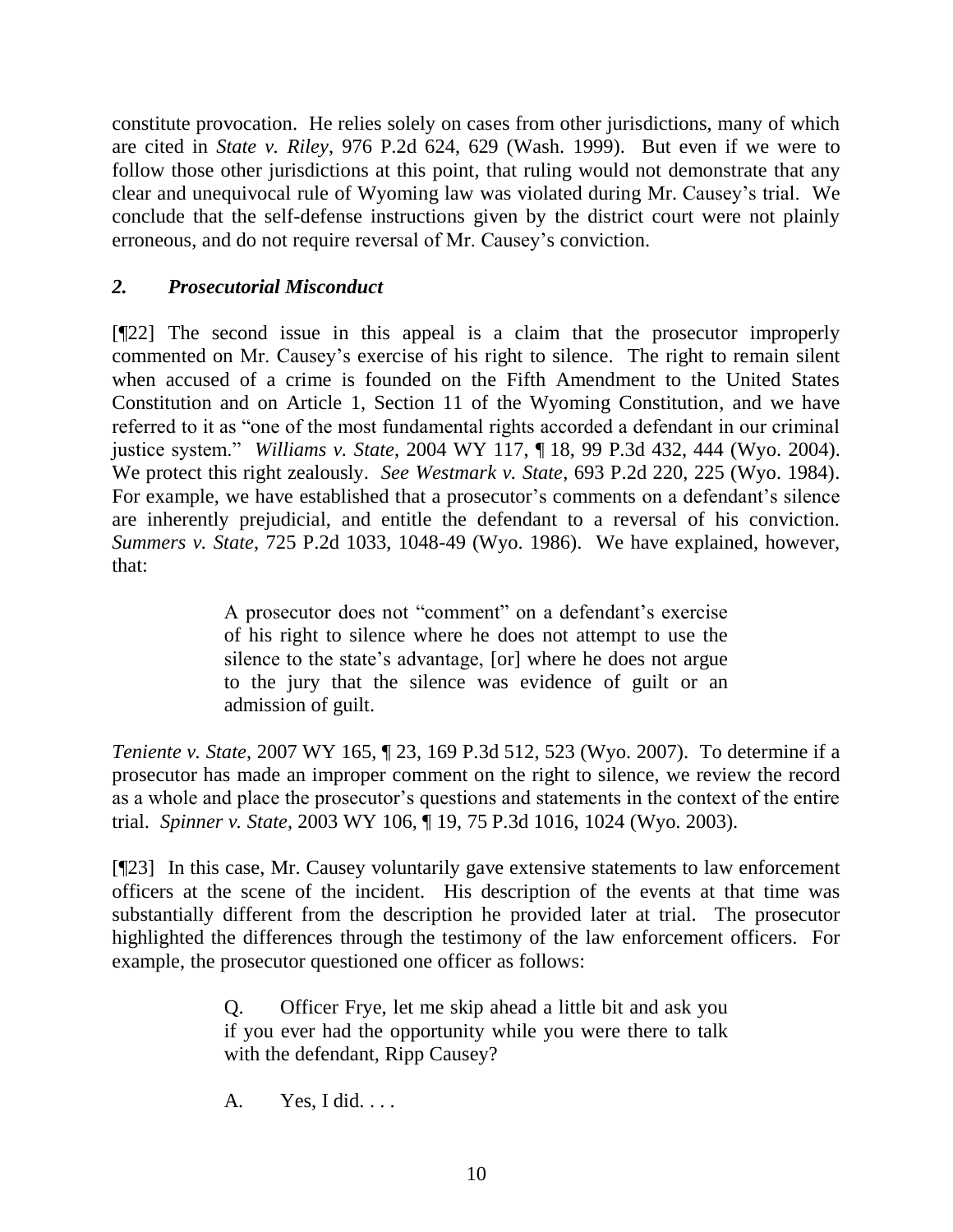constitute provocation. He relies solely on cases from other jurisdictions, many of which are cited in *State v. Riley*, 976 P.2d 624, 629 (Wash. 1999). But even if we were to follow those other jurisdictions at this point, that ruling would not demonstrate that any clear and unequivocal rule of Wyoming law was violated during Mr. Causey's trial. We conclude that the self-defense instructions given by the district court were not plainly erroneous, and do not require reversal of Mr. Causey's conviction.

### *2. Prosecutorial Misconduct*

[¶22] The second issue in this appeal is a claim that the prosecutor improperly commented on Mr. Causey's exercise of his right to silence. The right to remain silent when accused of a crime is founded on the Fifth Amendment to the United States Constitution and on Article 1, Section 11 of the Wyoming Constitution, and we have referred to it as "one of the most fundamental rights accorded a defendant in our criminal justice system." *Williams v. State*, 2004 WY 117, ¶ 18, 99 P.3d 432, 444 (Wyo. 2004). We protect this right zealously. *See Westmark v. State*, 693 P.2d 220, 225 (Wyo. 1984). For example, we have established that a prosecutor's comments on a defendant's silence are inherently prejudicial, and entitle the defendant to a reversal of his conviction. *Summers v. State*, 725 P.2d 1033, 1048-49 (Wyo. 1986). We have explained, however, that:

> A prosecutor does not "comment" on a defendant's exercise of his right to silence where he does not attempt to use the silence to the state's advantage, [or] where he does not argue to the jury that the silence was evidence of guilt or an admission of guilt.

*Teniente v. State*, 2007 WY 165, ¶ 23, 169 P.3d 512, 523 (Wyo. 2007). To determine if a prosecutor has made an improper comment on the right to silence, we review the record as a whole and place the prosecutor's questions and statements in the context of the entire trial. *Spinner v. State*, 2003 WY 106, ¶ 19, 75 P.3d 1016, 1024 (Wyo. 2003).

[¶23] In this case, Mr. Causey voluntarily gave extensive statements to law enforcement officers at the scene of the incident. His description of the events at that time was substantially different from the description he provided later at trial. The prosecutor highlighted the differences through the testimony of the law enforcement officers. For example, the prosecutor questioned one officer as follows:

> Q. Officer Frye, let me skip ahead a little bit and ask you if you ever had the opportunity while you were there to talk with the defendant, Ripp Causey?
>
> A. Yes, I did. . . .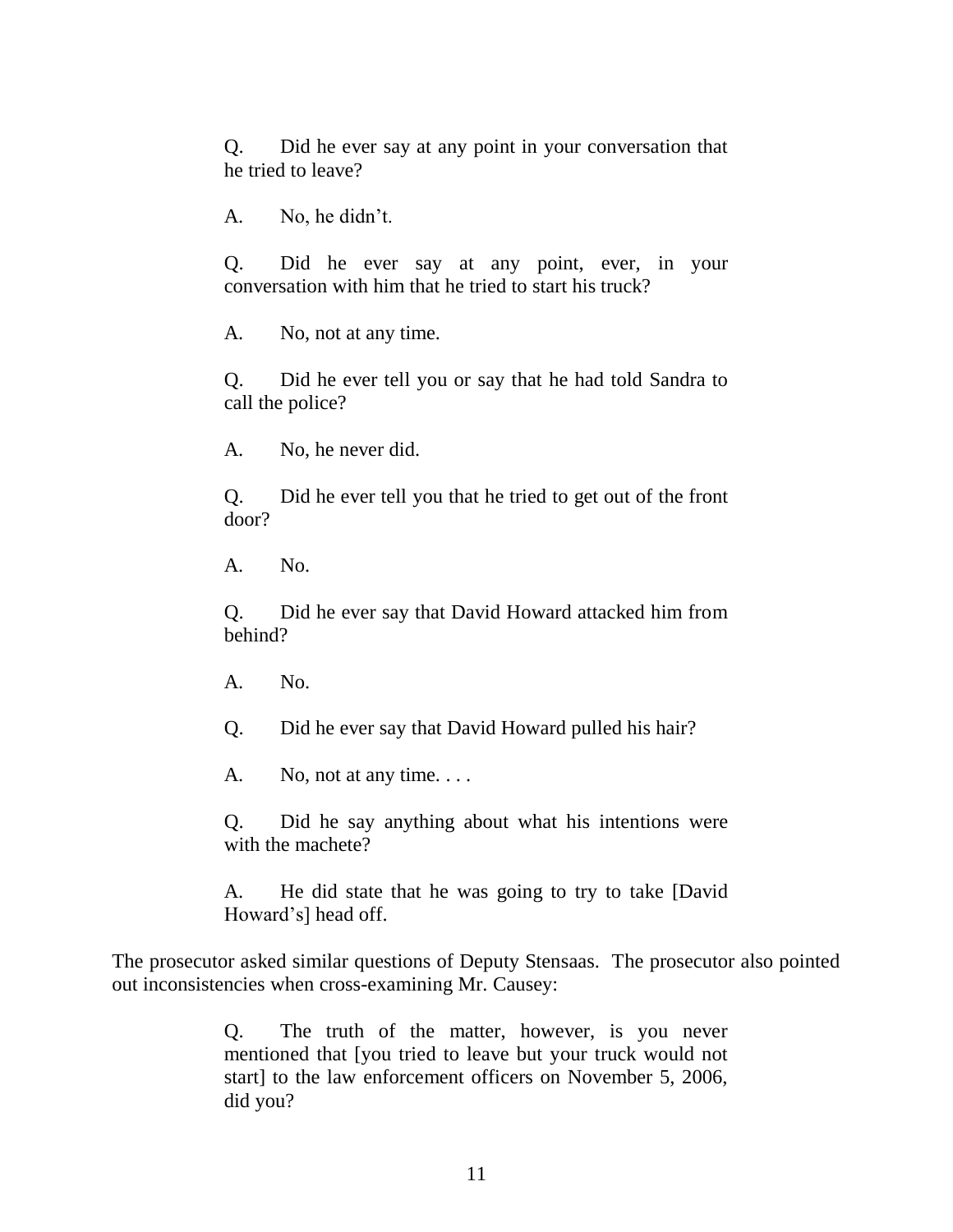> Q. Did he ever say at any point in your conversation that he tried to leave?
>
> A. No, he didn't.
>
> Q. Did he ever say at any point, ever, in your conversation with him that he tried to start his truck?
>
> A. No, not at any time.
>
> Q. Did he ever tell you or say that he had told Sandra to call the police?
>
> A. No, he never did.
>
> Q. Did he ever tell you that he tried to get out of the front door?
>
> A. No.
>
> Q. Did he ever say that David Howard attacked him from behind?
>
> A. No.
>
> Q. Did he ever say that David Howard pulled his hair?
>
> A. No, not at any time. . . .
>
> Q. Did he say anything about what his intentions were with the machete?
>
> A. He did state that he was going to try to take [David Howard's] head off.

The prosecutor asked similar questions of Deputy Stensaas. The prosecutor also pointed out inconsistencies when cross-examining Mr. Causey:

> Q. The truth of the matter, however, is you never mentioned that [you tried to leave but your truck would not start] to the law enforcement officers on November 5, 2006, did you?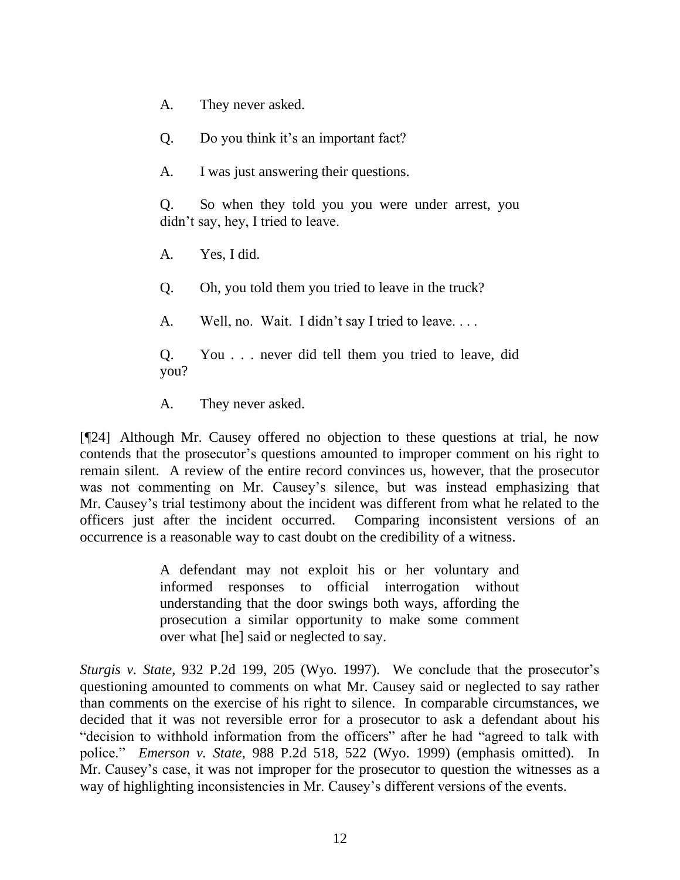> A. They never asked.
>
> Q. Do you think it's an important fact?
>
> A. I was just answering their questions.
>
> Q. So when they told you you were under arrest, you didn't say, hey, I tried to leave.
>
> A. Yes, I did.
>
> Q. Oh, you told them you tried to leave in the truck?
>
> A. Well, no. Wait. I didn't say I tried to leave. . . .
>
> Q. You . . . never did tell them you tried to leave, did you?
>
> A. They never asked.

[¶24] Although Mr. Causey offered no objection to these questions at trial, he now contends that the prosecutor's questions amounted to improper comment on his right to remain silent. A review of the entire record convinces us, however, that the prosecutor was not commenting on Mr. Causey's silence, but was instead emphasizing that Mr. Causey's trial testimony about the incident was different from what he related to the officers just after the incident occurred. Comparing inconsistent versions of an occurrence is a reasonable way to cast doubt on the credibility of a witness.

> A defendant may not exploit his or her voluntary and informed responses to official interrogation without understanding that the door swings both ways, affording the prosecution a similar opportunity to make some comment over what [he] said or neglected to say.

*Sturgis v. State*, 932 P.2d 199, 205 (Wyo. 1997). We conclude that the prosecutor's questioning amounted to comments on what Mr. Causey said or neglected to say rather than comments on the exercise of his right to silence. In comparable circumstances, we decided that it was not reversible error for a prosecutor to ask a defendant about his "decision to withhold information from the officers" after he had "agreed to talk with police." *Emerson v. State*, 988 P.2d 518, 522 (Wyo. 1999) (emphasis omitted). In Mr. Causey's case, it was not improper for the prosecutor to question the witnesses as a way of highlighting inconsistencies in Mr. Causey's different versions of the events.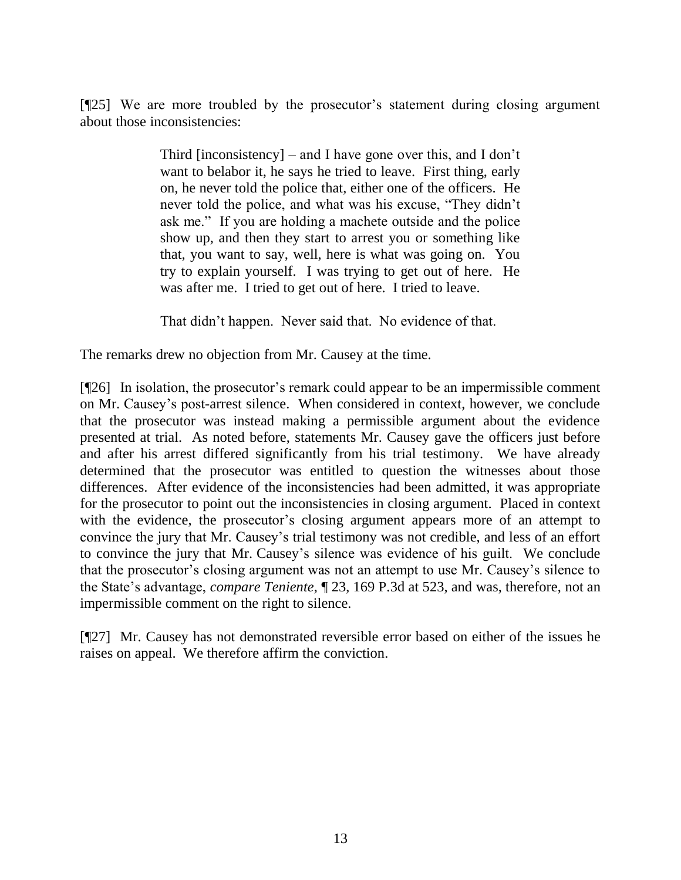[¶25] We are more troubled by the prosecutor's statement during closing argument about those inconsistencies:

> Third [inconsistency] – and I have gone over this, and I don't want to belabor it, he says he tried to leave. First thing, early on, he never told the police that, either one of the officers. He never told the police, and what was his excuse, "They didn't ask me." If you are holding a machete outside and the police show up, and then they start to arrest you or something like that, you want to say, well, here is what was going on. You try to explain yourself. I was trying to get out of here. He was after me. I tried to get out of here. I tried to leave.
>
> That didn't happen. Never said that. No evidence of that.

The remarks drew no objection from Mr. Causey at the time.

[¶26] In isolation, the prosecutor's remark could appear to be an impermissible comment on Mr. Causey's post-arrest silence. When considered in context, however, we conclude that the prosecutor was instead making a permissible argument about the evidence presented at trial. As noted before, statements Mr. Causey gave the officers just before and after his arrest differed significantly from his trial testimony. We have already determined that the prosecutor was entitled to question the witnesses about those differences. After evidence of the inconsistencies had been admitted, it was appropriate for the prosecutor to point out the inconsistencies in closing argument. Placed in context with the evidence, the prosecutor's closing argument appears more of an attempt to convince the jury that Mr. Causey's trial testimony was not credible, and less of an effort to convince the jury that Mr. Causey's silence was evidence of his guilt. We conclude that the prosecutor's closing argument was not an attempt to use Mr. Causey's silence to the State's advantage, *compare Teniente*, ¶ 23, 169 P.3d at 523, and was, therefore, not an impermissible comment on the right to silence.

[¶27] Mr. Causey has not demonstrated reversible error based on either of the issues he raises on appeal. We therefore affirm the conviction.